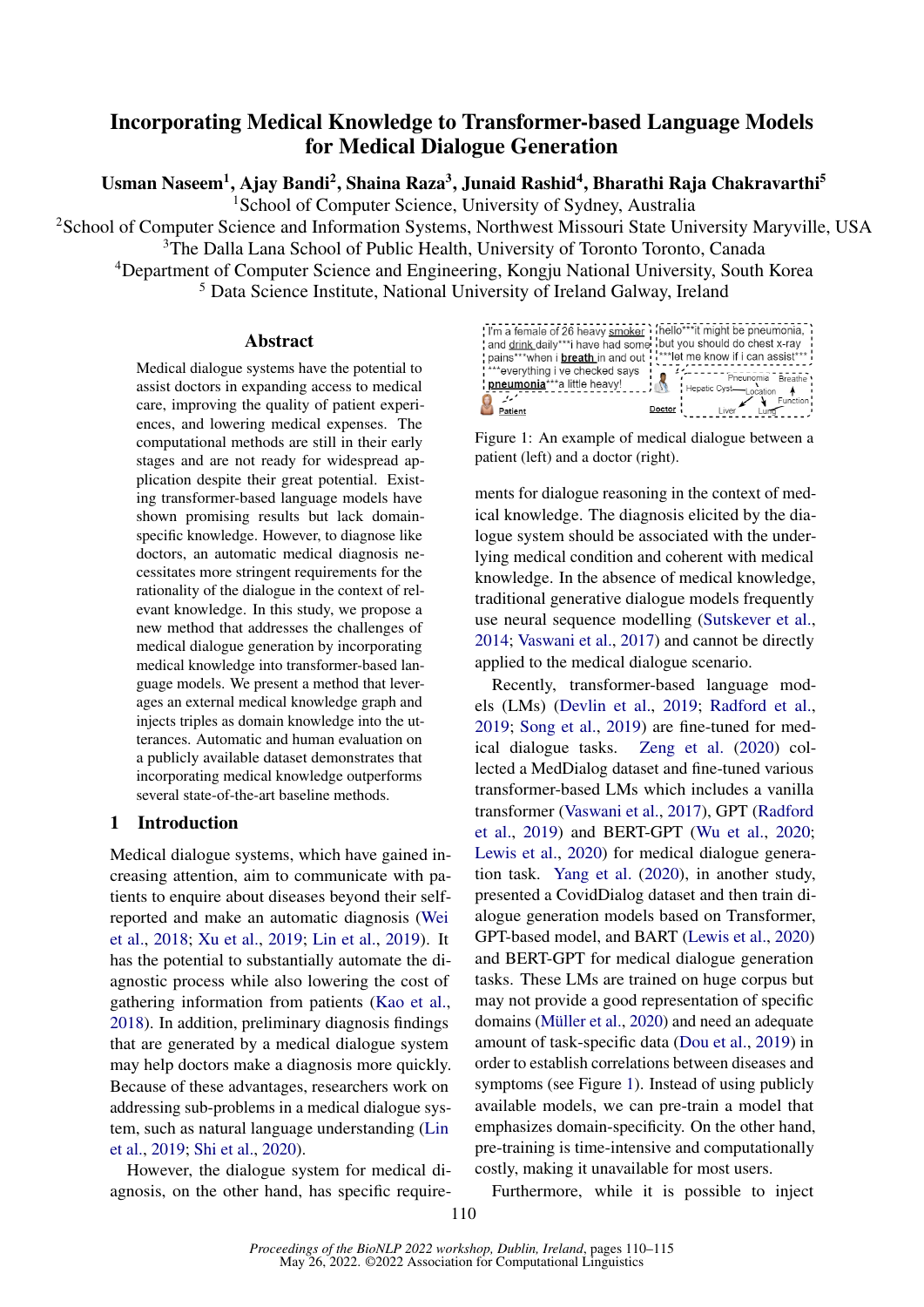# Incorporating Medical Knowledge to Transformer-based Language Models for Medical Dialogue Generation

**Usman Naseem[1], Ajay Bandi[2], Shaina Raza[3], Junaid Rashid[4], Bharathi Raja Chakravarthi[5]**

[1]School of Computer Science, University of Sydney, Australia
[2]School of Computer Science and Information Systems, Northwest Missouri State University Maryville, USA
[3]The Dalla Lana School of Public Health, University of Toronto Toronto, Canada
[4]Department of Computer Science and Engineering, Kongju National University, South Korea
[5] Data Science Institute, National University of Ireland Galway, Ireland

## Abstract

Medical dialogue systems have the potential to assist doctors in expanding access to medical care, improving the quality of patient experiences, and lowering medical expenses. The computational methods are still in their early stages and are not ready for widespread application despite their great potential. Existing transformer-based language models have shown promising results but lack domain-specific knowledge. However, to diagnose like doctors, an automatic medical diagnosis necessitates more stringent requirements for the rationality of the dialogue in the context of relevant knowledge. In this study, we propose a new method that addresses the challenges of medical dialogue generation by incorporating medical knowledge into transformer-based language models. We present a method that leverages an external medical knowledge graph and injects triples as domain knowledge into the utterances. Automatic and human evaluation on a publicly available dataset demonstrates that incorporating medical knowledge outperforms several state-of-the-art baseline methods.

## 1 Introduction

Medical dialogue systems, which have gained increasing attention, aim to communicate with patients to enquire about diseases beyond their self-reported and make an automatic diagnosis (Wei et al., 2018; Xu et al., 2019; Lin et al., 2019). It has the potential to substantially automate the diagnostic process while also lowering the cost of gathering information from patients (Kao et al., 2018). In addition, preliminary diagnosis findings that are generated by a medical dialogue system may help doctors make a diagnosis more quickly. Because of these advantages, researchers work on addressing sub-problems in a medical dialogue system, such as natural language understanding (Lin et al., 2019; Shi et al., 2020).

However, the dialogue system for medical diagnosis, on the other hand, has specific requirements for dialogue reasoning in the context of medical knowledge. The diagnosis elicited by the dialogue system should be associated with the underlying medical condition and coherent with medical knowledge. In the absence of medical knowledge, traditional generative dialogue models frequently use neural sequence modelling (Sutskever et al., 2014; Vaswani et al., 2017) and cannot be directly applied to the medical dialogue scenario.

Figure 1: An example of medical dialogue between a patient (left) and a doctor (right).

Recently, transformer-based language models (LMs) (Devlin et al., 2019; Radford et al., 2019; Song et al., 2019) are fine-tuned for medical dialogue tasks. Zeng et al. (2020) collected a MedDialog dataset and fine-tuned various transformer-based LMs which includes a vanilla transformer (Vaswani et al., 2017), GPT (Radford et al., 2019) and BERT-GPT (Wu et al., 2020; Lewis et al., 2020) for medical dialogue generation task. Yang et al. (2020), in another study, presented a CovidDialog dataset and then train dialogue generation models based on Transformer, GPT-based model, and BART (Lewis et al., 2020) and BERT-GPT for medical dialogue generation tasks. These LMs are trained on huge corpus but may not provide a good representation of specific domains (Müller et al., 2020) and need an adequate amount of task-specific data (Dou et al., 2019) in order to establish correlations between diseases and symptoms (see Figure 1). Instead of using publicly available models, we can pre-train a model that emphasizes domain-specificity. On the other hand, pre-training is time-intensive and computationally costly, making it unavailable for most users.

Furthermore, while it is possible to inject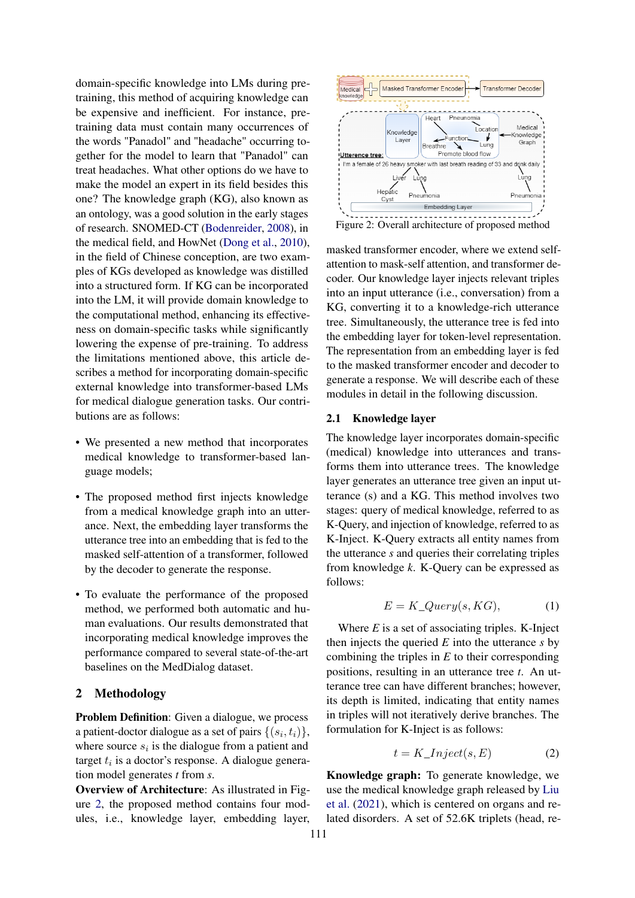domain-specific knowledge into LMs during pre-training, this method of acquiring knowledge can be expensive and inefficient. For instance, pre-training data must contain many occurrences of the words "Panadol" and "headache" occurring together for the model to learn that "Panadol" can treat headaches. What other options do we have to make the model an expert in its field besides this one? The knowledge graph (KG), also known as an ontology, was a good solution in the early stages of research. SNOMED-CT (Bodenreider, 2008), in the medical field, and HowNet (Dong et al., 2010), in the field of Chinese conception, are two examples of KGs developed as knowledge was distilled into a structured form. If KG can be incorporated into the LM, it will provide domain knowledge to the computational method, enhancing its effectiveness on domain-specific tasks while significantly lowering the expense of pre-training. To address the limitations mentioned above, this article describes a method for incorporating domain-specific external knowledge into transformer-based LMs for medical dialogue generation tasks. Our contributions are as follows:

- We presented a new method that incorporates medical knowledge to transformer-based language models;
- The proposed method first injects knowledge from a medical knowledge graph into an utterance. Next, the embedding layer transforms the utterance tree into an embedding that is fed to the masked self-attention of a transformer, followed by the decoder to generate the response.
- To evaluate the performance of the proposed method, we performed both automatic and human evaluations. Our results demonstrated that incorporating medical knowledge improves the performance compared to several state-of-the-art baselines on the MedDialog dataset.

## 2 Methodology

**Problem Definition**: Given a dialogue, we process a patient-doctor dialogue as a set of pairs $\{(s_i, t_i)\}$, where source $s_i$ is the dialogue from a patient and target $t_i$ is a doctor's response. A dialogue generation model generates *t* from *s*.

**Overview of Architecture**: As illustrated in Figure 2, the proposed method contains four modules, i.e., knowledge layer, embedding layer, masked transformer encoder, where we extend self-attention to mask-self attention, and transformer decoder. Our knowledge layer injects relevant triples into an input utterance (i.e., conversation) from a KG, converting it to a knowledge-rich utterance tree. Simultaneously, the utterance tree is fed into the embedding layer for token-level representation. The representation from an embedding layer is fed to the masked transformer encoder and decoder to generate a response. We will describe each of these modules in detail in the following discussion.

Figure 2: Overall architecture of proposed method

### 2.1 Knowledge layer

The knowledge layer incorporates domain-specific (medical) knowledge into utterances and transforms them into utterance trees. The knowledge layer generates an utterance tree given an input utterance (s) and a KG. This method involves two stages: query of medical knowledge, referred to as K-Query, and injection of knowledge, referred to as K-Inject. K-Query extracts all entity names from the utterance *s* and queries their correlating triples from knowledge *k*. K-Query can be expressed as follows:

$$E = K\_Query(s, KG), \tag{1}$$

Where *E* is a set of associating triples. K-Inject then injects the queried *E* into the utterance *s* by combining the triples in *E* to their corresponding positions, resulting in an utterance tree *t*. An utterance tree can have different branches; however, its depth is limited, indicating that entity names in triples will not iteratively derive branches. The formulation for K-Inject is as follows:

$$t = K\_Inject(s, E) \tag{2}$$

**Knowledge graph:** To generate knowledge, we use the medical knowledge graph released by Liu et al. (2021), which is centered on organs and related disorders. A set of 52.6K triplets (head, re-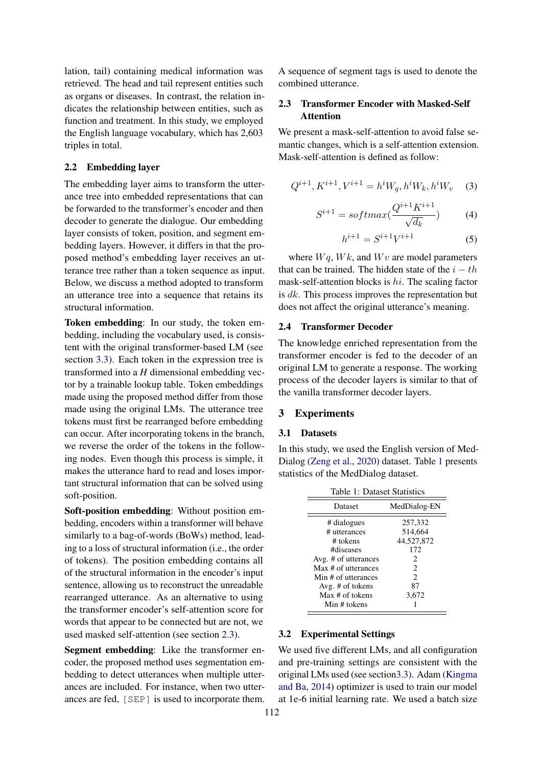lation, tail) containing medical information was retrieved. The head and tail represent entities such as organs or diseases. In contrast, the relation indicates the relationship between entities, such as function and treatment. In this study, we employed the English language vocabulary, which has 2,603 triples in total.

### 2.2 Embedding layer

The embedding layer aims to transform the utterance tree into embedded representations that can be forwarded to the transformer's encoder and then decoder to generate the dialogue. Our embedding layer consists of token, position, and segment embedding layers. However, it differs in that the proposed method's embedding layer receives an utterance tree rather than a token sequence as input. Below, we discuss a method adopted to transform an utterance tree into a sequence that retains its structural information.

**Token embedding**: In our study, the token embedding, including the vocabulary used, is consistent with the original transformer-based LM (see section 3.3). Each token in the expression tree is transformed into a *H* dimensional embedding vector by a trainable lookup table. Token embeddings made using the proposed method differ from those made using the original LMs. The utterance tree tokens must first be rearranged before embedding can occur. After incorporating tokens in the branch, we reverse the order of the tokens in the following nodes. Even though this process is simple, it makes the utterance hard to read and loses important structural information that can be solved using soft-position.

**Soft-position embedding**: Without position embedding, encoders within a transformer will behave similarly to a bag-of-words (BoWs) method, leading to a loss of structural information (i.e., the order of tokens). The position embedding contains all of the structural information in the encoder's input sentence, allowing us to reconstruct the unreadable rearranged utterance. As an alternative to using the transformer encoder's self-attention score for words that appear to be connected but are not, we used masked self-attention (see section 2.3).

**Segment embedding**: Like the transformer encoder, the proposed method uses segmentation embedding to detect utterances when multiple utterances are included. For instance, when two utterances are fed, `[SEP]` is used to incorporate them. A sequence of segment tags is used to denote the combined utterance.

### 2.3 Transformer Encoder with Masked-Self Attention

We present a mask-self-attention to avoid false semantic changes, which is a self-attention extension. Mask-self-attention is defined as follow:

$$Q^{i+1}, K^{i+1}, V^{i+1} = h^i W_q, h^i W_k, h^i W_v \quad (3)$$

$$S^{i+1} = softmax(\frac{Q^{i+1} K^{i+1}}{\sqrt{d_k}}) \quad (4)$$

$$h^{i+1} = S^{i+1} V^{i+1} \quad (5)$$

where $Wq$, $Wk$, and $Wv$ are model parameters that can be trained. The hidden state of the $i-th$ mask-self-attention blocks is $hi$. The scaling factor is $dk$. This process improves the representation but does not affect the original utterance's meaning.

### 2.4 Transformer Decoder

The knowledge enriched representation from the transformer encoder is fed to the decoder of an original LM to generate a response. The working process of the decoder layers is similar to that of the vanilla transformer decoder layers.

## 3 Experiments

### 3.1 Datasets

In this study, we used the English version of MedDialog (Zeng et al., 2020) dataset. Table 1 presents statistics of the MedDialog dataset.

Table 1: Dataset Statistics

| Dataset | MedDialog-EN |
|---|---|
| # dialogues | 257,332 |
| # utterances | 514,664 |
| # tokens | 44,527,872 |
| #diseases | 172 |
| Avg. # of utterances | 2 |
| Max # of utterances | 2 |
| Min # of utterances | 2 |
| Avg. # of tokens | 87 |
| Max # of tokens | 3,672 |
| Min # tokens | 1 |

### 3.2 Experimental Settings

We used five different LMs, and all configuration and pre-training settings are consistent with the original LMs used (see section3.3). Adam (Kingma and Ba, 2014) optimizer is used to train our model at 1e-6 initial learning rate. We used a batch size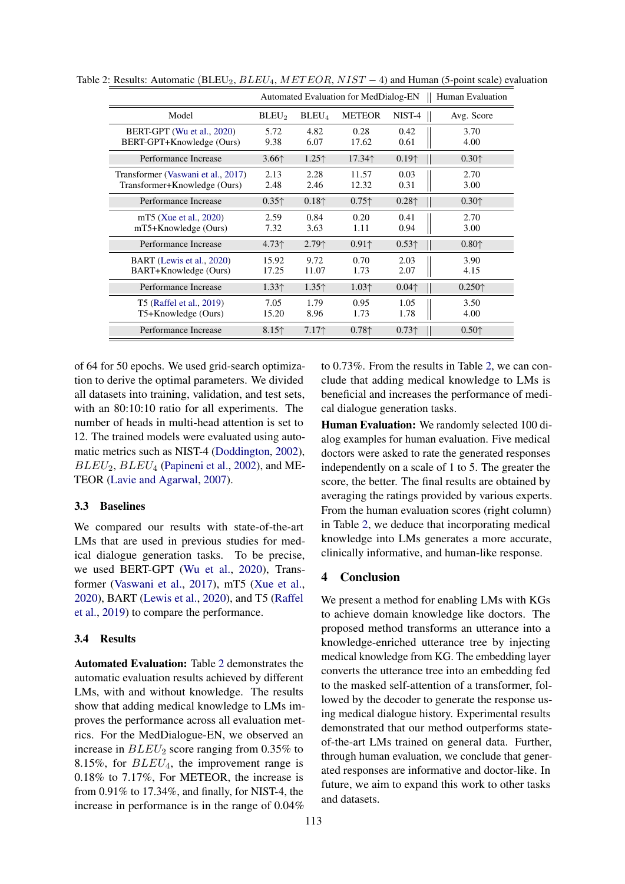Table 2: Results: Automatic (BLEU$_2$, $BLEU_4$, $METEOR$, $NIST-4$) and Human (5-point scale) evaluation

| | Automated Evaluation for MedDialog-EN | | | | Human Evaluation |
|---|---|---|---|---|---|
| Model | BLEU$_2$ | BLEU$_4$ | METEOR | NIST-4 | Avg. Score |
| BERT-GPT (Wu et al., 2020) | 5.72 | 4.82 | 0.28 | 0.42 | 3.70 |
| BERT-GPT+Knowledge (Ours) | 9.38 | 6.07 | 17.62 | 0.61 | 4.00 |
| Performance Increase | 3.66↑ | 1.25↑ | 17.34↑ | 0.19↑ | 0.30↑ |
| Transformer (Vaswani et al., 2017) | 2.13 | 2.28 | 11.57 | 0.03 | 2.70 |
| Transformer+Knowledge (Ours) | 2.48 | 2.46 | 12.32 | 0.31 | 3.00 |
| Performance Increase | 0.35↑ | 0.18↑ | 0.75↑ | 0.28↑ | 0.30↑ |
| mT5 (Xue et al., 2020) | 2.59 | 0.84 | 0.20 | 0.41 | 2.70 |
| mT5+Knowledge (Ours) | 7.32 | 3.63 | 1.11 | 0.94 | 3.00 |
| Performance Increase | 4.73↑ | 2.79↑ | 0.91↑ | 0.53↑ | 0.80↑ |
| BART (Lewis et al., 2020) | 15.92 | 9.72 | 0.70 | 2.03 | 3.90 |
| BART+Knowledge (Ours) | 17.25 | 11.07 | 1.73 | 2.07 | 4.15 |
| Performance Increase | 1.33↑ | 1.35↑ | 1.03↑ | 0.04↑ | 0.250↑ |
| T5 (Raffel et al., 2019) | 7.05 | 1.79 | 0.95 | 1.05 | 3.50 |
| T5+Knowledge (Ours) | 15.20 | 8.96 | 1.73 | 1.78 | 4.00 |
| Performance Increase | 8.15↑ | 7.17↑ | 0.78↑ | 0.73↑ | 0.50↑ |

of 64 for 50 epochs. We used grid-search optimization to derive the optimal parameters. We divided all datasets into training, validation, and test sets, with an 80:10:10 ratio for all experiments. The number of heads in multi-head attention is set to 12. The trained models were evaluated using automatic metrics such as NIST-4 (Doddington, 2002), $BLEU_2$, $BLEU_4$ (Papineni et al., 2002), and METEOR (Lavie and Agarwal, 2007).

### 3.3 Baselines

We compared our results with state-of-the-art LMs that are used in previous studies for medical dialogue generation tasks. To be precise, we used BERT-GPT (Wu et al., 2020), Transformer (Vaswani et al., 2017), mT5 (Xue et al., 2020), BART (Lewis et al., 2020), and T5 (Raffel et al., 2019) to compare the performance.

### 3.4 Results

**Automated Evaluation:** Table 2 demonstrates the automatic evaluation results achieved by different LMs, with and without knowledge. The results show that adding medical knowledge to LMs improves the performance across all evaluation metrics. For the MedDialogue-EN, we observed an increase in $BLEU_2$ score ranging from 0.35% to 8.15%, for $BLEU_4$, the improvement range is 0.18% to 7.17%, For METEOR, the increase is from 0.91% to 17.34%, and finally, for NIST-4, the increase in performance is in the range of 0.04% to 0.73%. From the results in Table 2, we can conclude that adding medical knowledge to LMs is beneficial and increases the performance of medical dialogue generation tasks.

**Human Evaluation:** We randomly selected 100 dialog examples for human evaluation. Five medical doctors were asked to rate the generated responses independently on a scale of 1 to 5. The greater the score, the better. The final results are obtained by averaging the ratings provided by various experts. From the human evaluation scores (right column) in Table 2, we deduce that incorporating medical knowledge into LMs generates a more accurate, clinically informative, and human-like response.

## 4 Conclusion

We present a method for enabling LMs with KGs to achieve domain knowledge like doctors. The proposed method transforms an utterance into a knowledge-enriched utterance tree by injecting medical knowledge from KG. The embedding layer converts the utterance tree into an embedding fed to the masked self-attention of a transformer, followed by the decoder to generate the response using medical dialogue history. Experimental results demonstrated that our method outperforms state-of-the-art LMs trained on general data. Further, through human evaluation, we conclude that generated responses are informative and doctor-like. In future, we aim to expand this work to other tasks and datasets.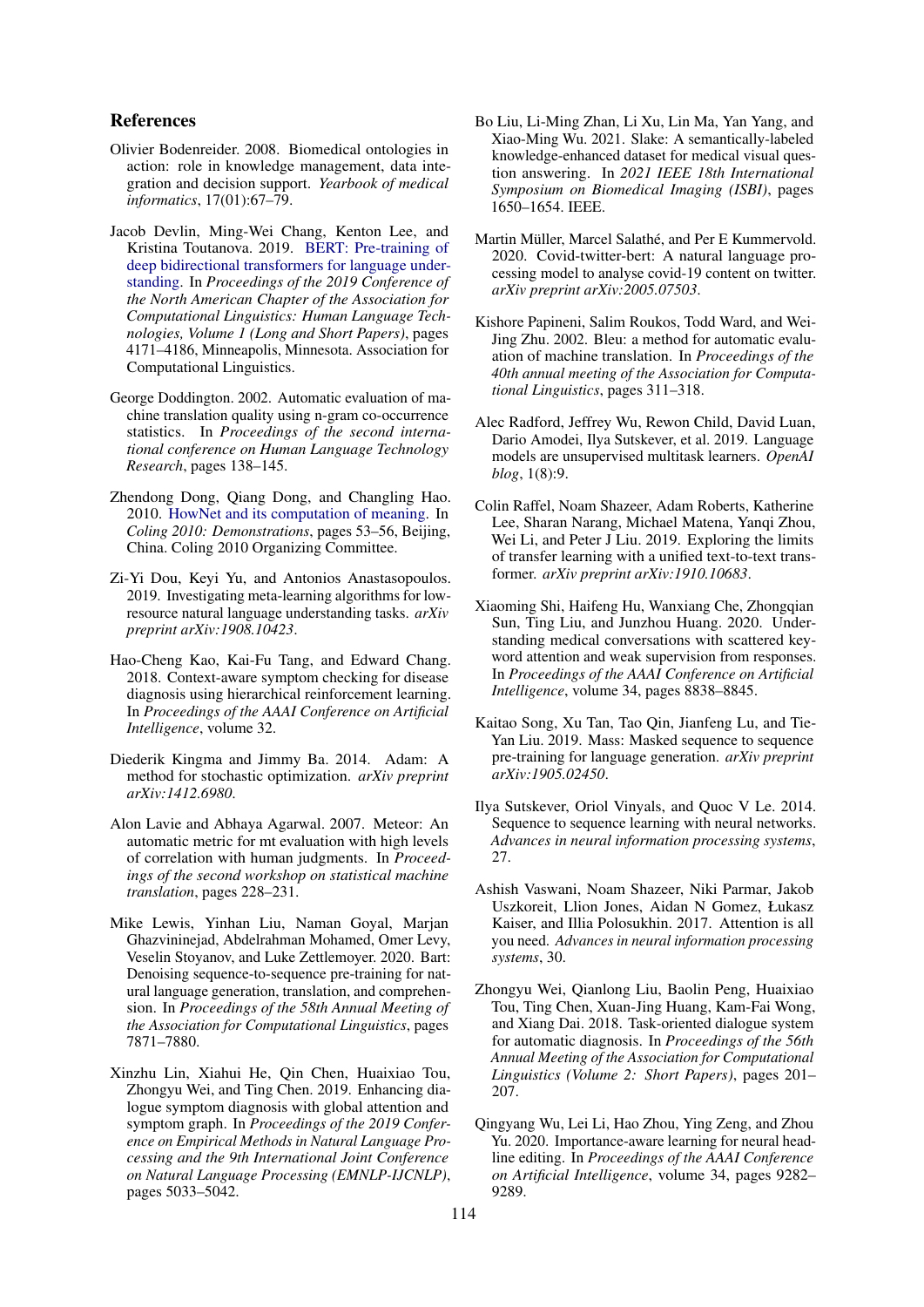## References

Olivier Bodenreider. 2008. Biomedical ontologies in action: role in knowledge management, data integration and decision support. *Yearbook of medical informatics*, 17(01):67–79.

Jacob Devlin, Ming-Wei Chang, Kenton Lee, and Kristina Toutanova. 2019. BERT: Pre-training of deep bidirectional transformers for language understanding. In *Proceedings of the 2019 Conference of the North American Chapter of the Association for Computational Linguistics: Human Language Technologies, Volume 1 (Long and Short Papers)*, pages 4171–4186, Minneapolis, Minnesota. Association for Computational Linguistics.

George Doddington. 2002. Automatic evaluation of machine translation quality using n-gram co-occurrence statistics. In *Proceedings of the second international conference on Human Language Technology Research*, pages 138–145.

Zhendong Dong, Qiang Dong, and Changling Hao. 2010. HowNet and its computation of meaning. In *Coling 2010: Demonstrations*, pages 53–56, Beijing, China. Coling 2010 Organizing Committee.

Zi-Yi Dou, Keyi Yu, and Antonios Anastasopoulos. 2019. Investigating meta-learning algorithms for low-resource natural language understanding tasks. *arXiv preprint arXiv:1908.10423*.

Hao-Cheng Kao, Kai-Fu Tang, and Edward Chang. 2018. Context-aware symptom checking for disease diagnosis using hierarchical reinforcement learning. In *Proceedings of the AAAI Conference on Artificial Intelligence*, volume 32.

Diederik Kingma and Jimmy Ba. 2014. Adam: A method for stochastic optimization. *arXiv preprint arXiv:1412.6980*.

Alon Lavie and Abhaya Agarwal. 2007. Meteor: An automatic metric for mt evaluation with high levels of correlation with human judgments. In *Proceedings of the second workshop on statistical machine translation*, pages 228–231.

Mike Lewis, Yinhan Liu, Naman Goyal, Marjan Ghazvininejad, Abdelrahman Mohamed, Omer Levy, Veselin Stoyanov, and Luke Zettlemoyer. 2020. Bart: Denoising sequence-to-sequence pre-training for natural language generation, translation, and comprehension. In *Proceedings of the 58th Annual Meeting of the Association for Computational Linguistics*, pages 7871–7880.

Xinzhu Lin, Xiahui He, Qin Chen, Huaixiao Tou, Zhongyu Wei, and Ting Chen. 2019. Enhancing dialogue symptom diagnosis with global attention and symptom graph. In *Proceedings of the 2019 Conference on Empirical Methods in Natural Language Processing and the 9th International Joint Conference on Natural Language Processing (EMNLP-IJCNLP)*, pages 5033–5042.

Bo Liu, Li-Ming Zhan, Li Xu, Lin Ma, Yan Yang, and Xiao-Ming Wu. 2021. Slake: A semantically-labeled knowledge-enhanced dataset for medical visual question answering. In *2021 IEEE 18th International Symposium on Biomedical Imaging (ISBI)*, pages 1650–1654. IEEE.

Martin Müller, Marcel Salathé, and Per E Kummervold. 2020. Covid-twitter-bert: A natural language processing model to analyse covid-19 content on twitter. *arXiv preprint arXiv:2005.07503*.

Kishore Papineni, Salim Roukos, Todd Ward, and Wei-Jing Zhu. 2002. Bleu: a method for automatic evaluation of machine translation. In *Proceedings of the 40th annual meeting of the Association for Computational Linguistics*, pages 311–318.

Alec Radford, Jeffrey Wu, Rewon Child, David Luan, Dario Amodei, Ilya Sutskever, et al. 2019. Language models are unsupervised multitask learners. *OpenAI blog*, 1(8):9.

Colin Raffel, Noam Shazeer, Adam Roberts, Katherine Lee, Sharan Narang, Michael Matena, Yanqi Zhou, Wei Li, and Peter J Liu. 2019. Exploring the limits of transfer learning with a unified text-to-text transformer. *arXiv preprint arXiv:1910.10683*.

Xiaoming Shi, Haifeng Hu, Wanxiang Che, Zhongqian Sun, Ting Liu, and Junzhou Huang. 2020. Understanding medical conversations with scattered keyword attention and weak supervision from responses. In *Proceedings of the AAAI Conference on Artificial Intelligence*, volume 34, pages 8838–8845.

Kaitao Song, Xu Tan, Tao Qin, Jianfeng Lu, and Tie-Yan Liu. 2019. Mass: Masked sequence to sequence pre-training for language generation. *arXiv preprint arXiv:1905.02450*.

Ilya Sutskever, Oriol Vinyals, and Quoc V Le. 2014. Sequence to sequence learning with neural networks. *Advances in neural information processing systems*, 27.

Ashish Vaswani, Noam Shazeer, Niki Parmar, Jakob Uszkoreit, Llion Jones, Aidan N Gomez, Łukasz Kaiser, and Illia Polosukhin. 2017. Attention is all you need. *Advances in neural information processing systems*, 30.

Zhongyu Wei, Qianlong Liu, Baolin Peng, Huaixiao Tou, Ting Chen, Xuan-Jing Huang, Kam-Fai Wong, and Xiang Dai. 2018. Task-oriented dialogue system for automatic diagnosis. In *Proceedings of the 56th Annual Meeting of the Association for Computational Linguistics (Volume 2: Short Papers)*, pages 201–207.

Qingyang Wu, Lei Li, Hao Zhou, Ying Zeng, and Zhou Yu. 2020. Importance-aware learning for neural headline editing. In *Proceedings of the AAAI Conference on Artificial Intelligence*, volume 34, pages 9282–9289.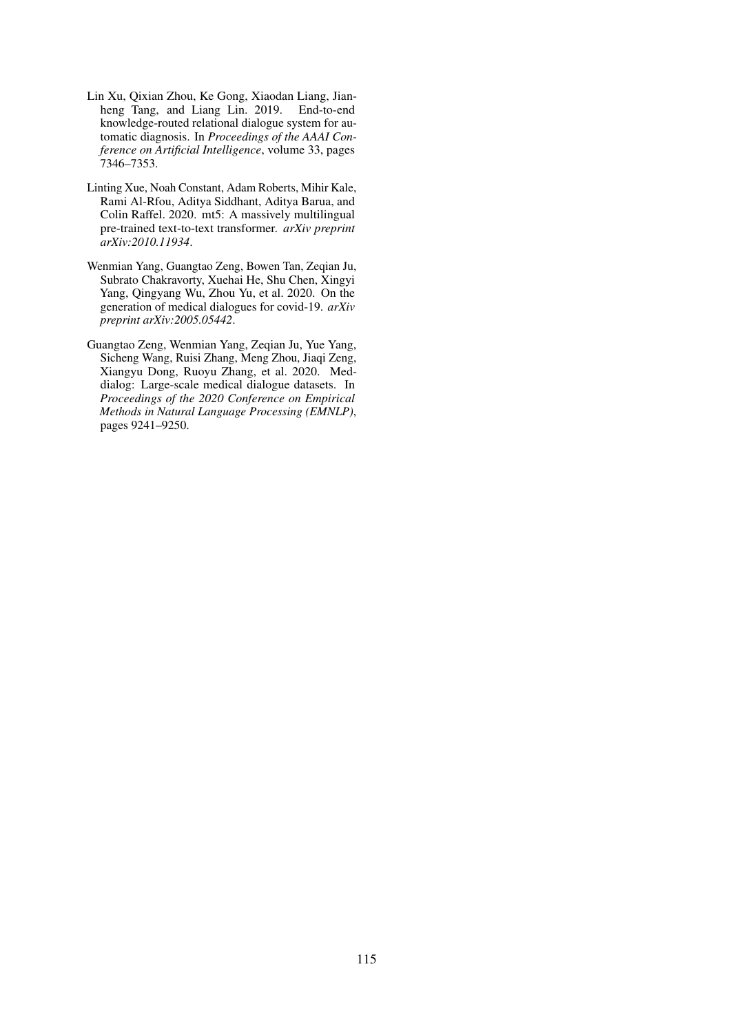Lin Xu, Qixian Zhou, Ke Gong, Xiaodan Liang, Jianheng Tang, and Liang Lin. 2019. End-to-end knowledge-routed relational dialogue system for automatic diagnosis. In *Proceedings of the AAAI Conference on Artificial Intelligence*, volume 33, pages 7346–7353.

Linting Xue, Noah Constant, Adam Roberts, Mihir Kale, Rami Al-Rfou, Aditya Siddhant, Aditya Barua, and Colin Raffel. 2020. mt5: A massively multilingual pre-trained text-to-text transformer. *arXiv preprint arXiv:2010.11934*.

Wenmian Yang, Guangtao Zeng, Bowen Tan, Zeqian Ju, Subrato Chakravorty, Xuehai He, Shu Chen, Xingyi Yang, Qingyang Wu, Zhou Yu, et al. 2020. On the generation of medical dialogues for covid-19. *arXiv preprint arXiv:2005.05442*.

Guangtao Zeng, Wenmian Yang, Zeqian Ju, Yue Yang, Sicheng Wang, Ruisi Zhang, Meng Zhou, Jiaqi Zeng, Xiangyu Dong, Ruoyu Zhang, et al. 2020. Meddialog: Large-scale medical dialogue datasets. In *Proceedings of the 2020 Conference on Empirical Methods in Natural Language Processing (EMNLP)*, pages 9241–9250.